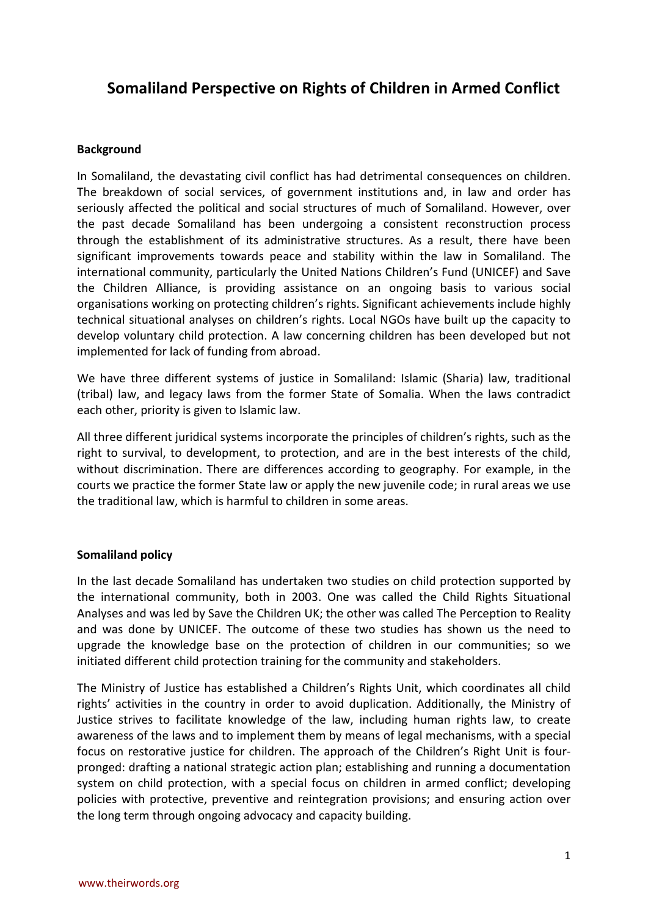# Somaliland Perspective on Rights of Children in Armed Conflict

**Background**

In Somaliland, the devastating civil conflict has had detrimental consequences on children. The breakdown of social services, of government institutions and, in law and order has seriously affected the political and social structures of much of Somaliland. However, over the past decade Somaliland has been undergoing a consistent reconstruction process through the establishment of its administrative structures. As a result, there have been significant improvements towards peace and stability within the law in Somaliland. The international community, particularly the United Nations Children's Fund (UNICEF) and Save the Children Alliance, is providing assistance on an ongoing basis to various social organisations working on protecting children's rights. Significant achievements include highly technical situational analyses on children's rights. Local NGOs have built up the capacity to develop voluntary child protection. A law concerning children has been developed but not implemented for lack of funding from abroad.

We have three different systems of justice in Somaliland: Islamic (Sharia) law, traditional (tribal) law, and legacy laws from the former State of Somalia. When the laws contradict each other, priority is given to Islamic law.

All three different juridical systems incorporate the principles of children's rights, such as the right to survival, to development, to protection, and are in the best interests of the child, without discrimination. There are differences according to geography. For example, in the courts we practice the former State law or apply the new juvenile code; in rural areas we use the traditional law, which is harmful to children in some areas.

**Somaliland policy**

In the last decade Somaliland has undertaken two studies on child protection supported by the international community, both in 2003. One was called the Child Rights Situational Analyses and was led by Save the Children UK; the other was called The Perception to Reality and was done by UNICEF. The outcome of these two studies has shown us the need to upgrade the knowledge base on the protection of children in our communities; so we initiated different child protection training for the community and stakeholders.

The Ministry of Justice has established a Children's Rights Unit, which coordinates all child rights' activities in the country in order to avoid duplication. Additionally, the Ministry of Justice strives to facilitate knowledge of the law, including human rights law, to create awareness of the laws and to implement them by means of legal mechanisms, with a special focus on restorative justice for children. The approach of the Children's Right Unit is four-pronged: drafting a national strategic action plan; establishing and running a documentation system on child protection, with a special focus on children in armed conflict; developing policies with protective, preventive and reintegration provisions; and ensuring action over the long term through ongoing advocacy and capacity building.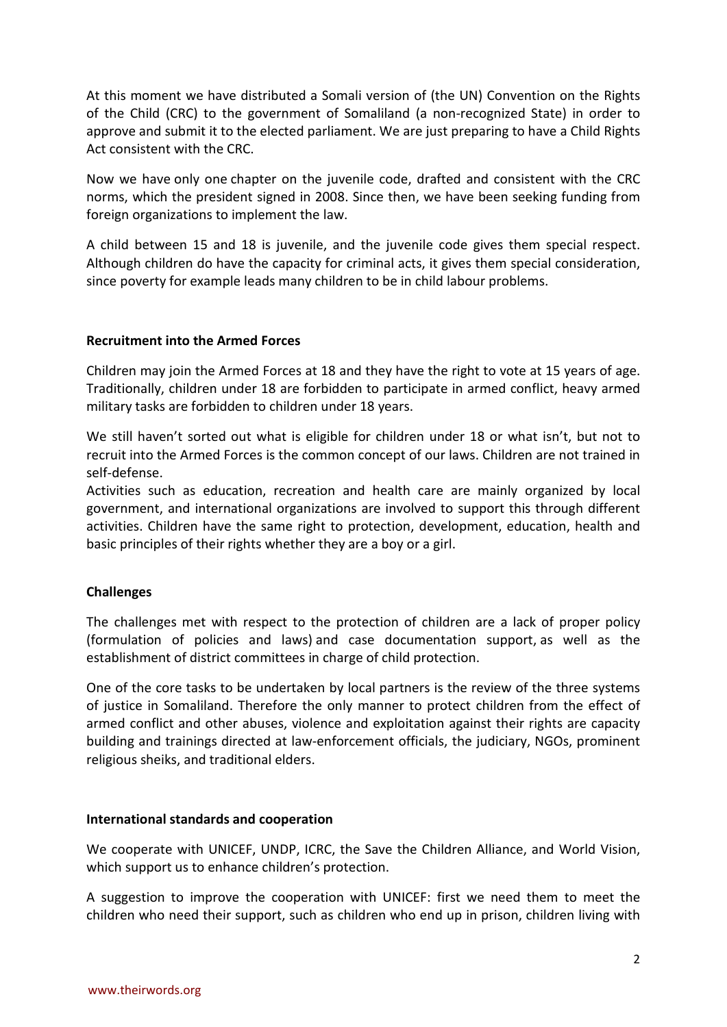At this moment we have distributed a Somali version of (the UN) Convention on the Rights of the Child (CRC) to the government of Somaliland (a non-recognized State) in order to approve and submit it to the elected parliament. We are just preparing to have a Child Rights Act consistent with the CRC.

Now we have only one chapter on the juvenile code, drafted and consistent with the CRC norms, which the president signed in 2008. Since then, we have been seeking funding from foreign organizations to implement the law.

A child between 15 and 18 is juvenile, and the juvenile code gives them special respect. Although children do have the capacity for criminal acts, it gives them special consideration, since poverty for example leads many children to be in child labour problems.

**Recruitment into the Armed Forces**

Children may join the Armed Forces at 18 and they have the right to vote at 15 years of age. Traditionally, children under 18 are forbidden to participate in armed conflict, heavy armed military tasks are forbidden to children under 18 years.

We still haven't sorted out what is eligible for children under 18 or what isn't, but not to recruit into the Armed Forces is the common concept of our laws. Children are not trained in self-defense.

Activities such as education, recreation and health care are mainly organized by local government, and international organizations are involved to support this through different activities. Children have the same right to protection, development, education, health and basic principles of their rights whether they are a boy or a girl.

**Challenges**

The challenges met with respect to the protection of children are a lack of proper policy (formulation of policies and laws) and case documentation support, as well as the establishment of district committees in charge of child protection.

One of the core tasks to be undertaken by local partners is the review of the three systems of justice in Somaliland. Therefore the only manner to protect children from the effect of armed conflict and other abuses, violence and exploitation against their rights are capacity building and trainings directed at law-enforcement officials, the judiciary, NGOs, prominent religious sheiks, and traditional elders.

**International standards and cooperation**

We cooperate with UNICEF, UNDP, ICRC, the Save the Children Alliance, and World Vision, which support us to enhance children's protection.

A suggestion to improve the cooperation with UNICEF: first we need them to meet the children who need their support, such as children who end up in prison, children living with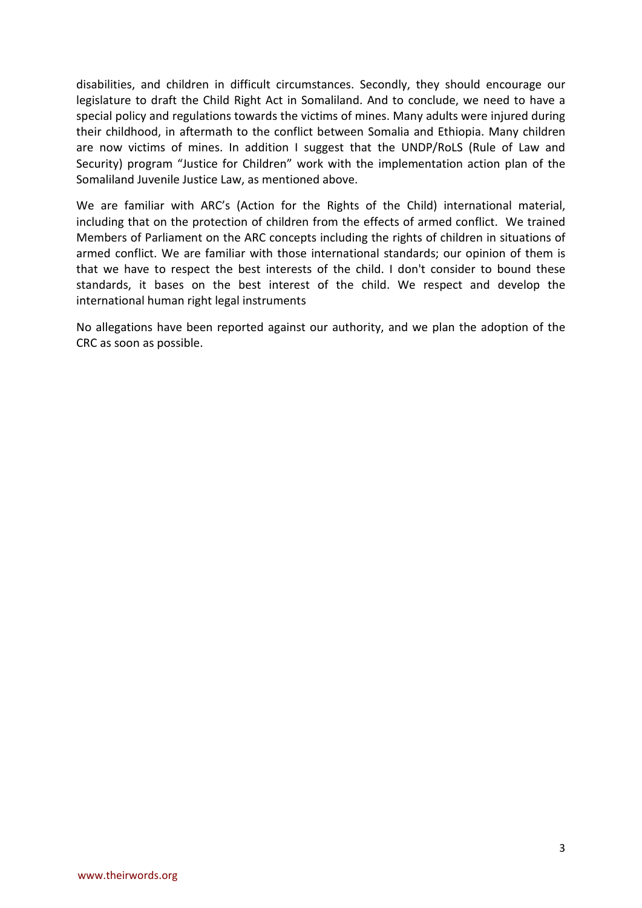disabilities, and children in difficult circumstances. Secondly, they should encourage our legislature to draft the Child Right Act in Somaliland. And to conclude, we need to have a special policy and regulations towards the victims of mines. Many adults were injured during their childhood, in aftermath to the conflict between Somalia and Ethiopia. Many children are now victims of mines. In addition I suggest that the UNDP/RoLS (Rule of Law and Security) program "Justice for Children" work with the implementation action plan of the Somaliland Juvenile Justice Law, as mentioned above.

We are familiar with ARC's (Action for the Rights of the Child) international material, including that on the protection of children from the effects of armed conflict. We trained Members of Parliament on the ARC concepts including the rights of children in situations of armed conflict. We are familiar with those international standards; our opinion of them is that we have to respect the best interests of the child. I don't consider to bound these standards, it bases on the best interest of the child. We respect and develop the international human right legal instruments

No allegations have been reported against our authority, and we plan the adoption of the CRC as soon as possible.